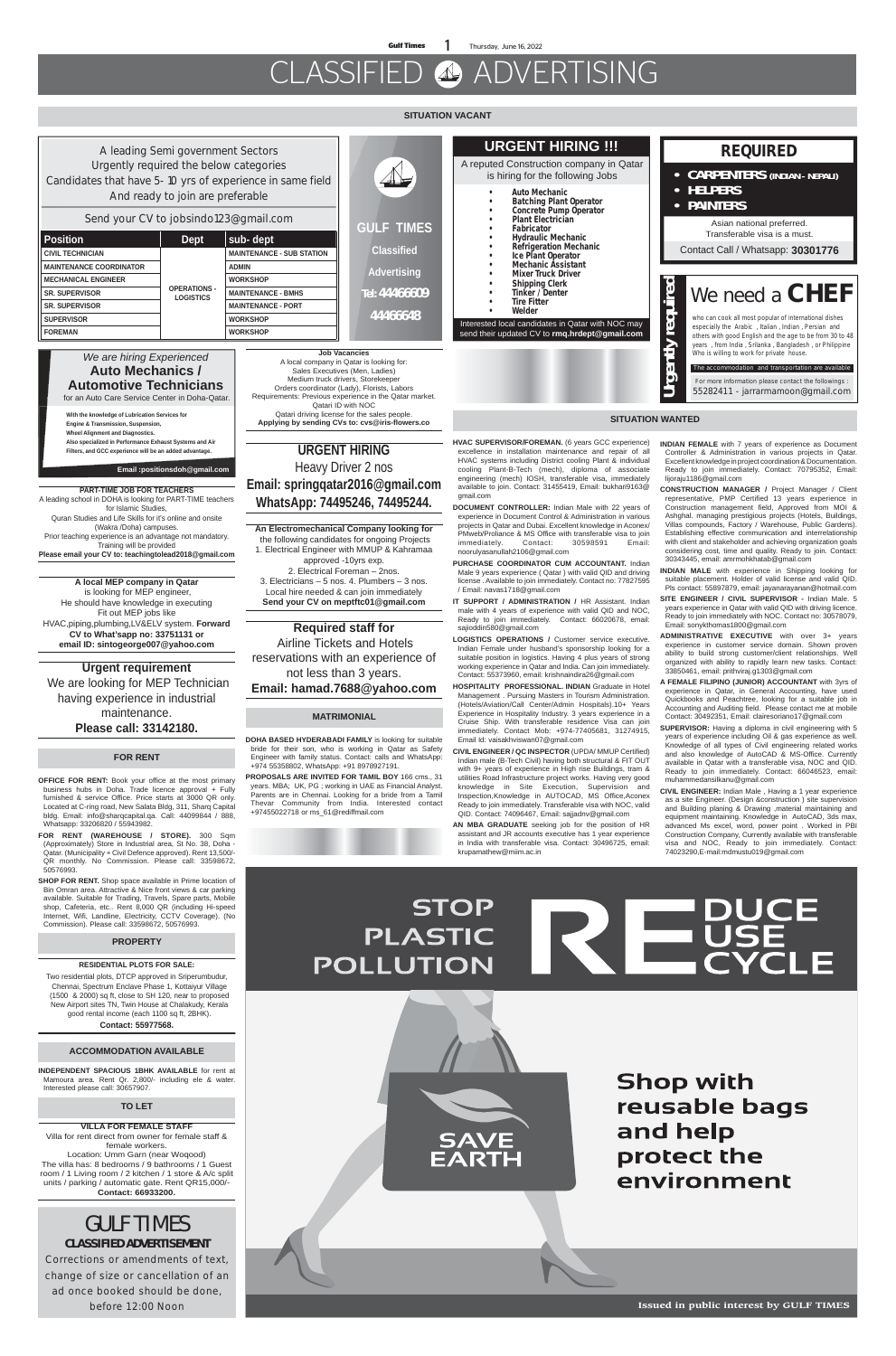# CLASSIFIED ADVERTISING

## SITUATION VACANT

A leading Semi government Sectors
Urgently required the below categories
Candidates that have 5- 10 yrs of experience in same field
And ready to join are preferable

Send your CV to jobsindo123@gmail.com

| Position | Dept | sub- dept |
|---|---|---|
| CIVIL TECHNICIAN | OPERATIONS - LOGISTICS | MAINTENANCE - SUB STATION |
| MAINTENANCE COORDINATOR | | ADMIN |
| MECHANICAL ENGINEER | | WORKSHOP |
| SR. SUPERVISOR | | MAINTENANCE - BMHS |
| SR. SUPERVISOR | | MAINTENANCE - PORT |
| SUPERVISOR | | WORKSHOP |
| FOREMAN | | WORKSHOP |

GULF TIMES
Classified
Advertising
Tel: 44466609
44466648

### URGENT HIRING !!!

A reputed Construction company in Qatar is hiring for the following Jobs

- Auto Mechanic
- Batching Plant Operator
- Concrete Pump Operator
- Plant Electrician
- Fabricator
- Hydraulic Mechanic
- Refrigeration Mechanic
- Ice Plant Operator
- Mechanic Assistant
- Mixer Truck Driver
- Shipping Clerk
- Tinker / Denter
- Tire Fitter
- Welder

Interested local candidates in Qatar with NOC may send their updated CV to **rmq.hrdept@gmail.com**

### REQUIRED

- **CARPENTERS** (INDIAN - NEPALI)
- **HELPERS**
- **PAINTERS**

Asian national preferred.
Transferable visa is a must.

Contact Call / Whatsapp: **30301776**

**Urgently required**

### We need a CHEF

who can cook all most popular of international dishes especially the Arabic , Italian , Indian , Persian and others with good English and the age to be from 30 to 48 years , from India , Srilanka , Bangladesh , or Philippine Who is wiling to work for private house.

The accommodation and transportation are available

For more information please contact the followings :
55282411 - jarrarmamoon@gmail.com

*We are hiring Experienced*
### Auto Mechanics / Automotive Technicians
for an Auto Care Service Center in Doha-Qatar.

**With the knowledge of Lubrication Services for Engine & Transmission, Suspension, Wheel Alignment and Diagnostics. Also specialized in Performance Exhaust Systems and Air Filters, and GCC experience will be an added advantage.**

**Email :positionsdoh@gmail.com**

**Job Vacancies**
A local company in Qatar is looking for:
Sales Executives (Men, Ladies)
Medium truck drivers, Storekeeper
Orders coordinator (Lady), Florists, Labors
Requirements: Previous experience in the Qatar market.
Qatari ID with NOC
Qatari driving license for the sales people.
**Applying by sending CVs to: cvs@iris-flowers.co**

### URGENT HIRING
Heavy Driver 2 nos
**Email: springqatar2016@gmail.com**
**WhatsApp: 74495246, 74495244.**

**PART-TIME JOB FOR TEACHERS**
A leading school in DOHA is looking for PART-TIME teachers for Islamic Studies,
Quran Studies and Life Skills for it's online and onsite (Wakra /Doha) campuses.
Prior teaching experience is an advantage not mandatory.
Training will be provided
**Please email your CV to: teachingtolead2018@gmail.com**

**An Electromechanical Company looking for** the following candidates for ongoing Projects
1. Electrical Engineer with MMUP & Kahramaa approved -10yrs exp.
2. Electrical Foreman – 2nos.
3. Electricians – 5 nos. 4. Plumbers – 3 nos.
Local hire needed & can join immediately
**Send your CV on meptftc01@gmail.com**

**A local MEP company in Qatar** is looking for MEP engineer,
He should have knowledge in executing
Fit out MEP jobs like
HVAC,piping,plumbing,LV&ELV system. **Forward CV to What'sapp no: 33751131 or email ID: sintogeorge007@yahoo.com**

**Required staff for**
Airline Tickets and Hotels reservations with an experience of not less than 3 years.
**Email: hamad.7688@yahoo.com**

**Urgent requirement**
We are looking for MEP Technician having experience in industrial maintenance.
**Please call: 33142180.**

## MATRIMONIAL

**DOHA BASED HYDERABADI FAMILY** is looking for suitable bride for their son, who is working in Qatar as Safety Engineer with family status. Contact: calls and WhatsApp: +974 55358802, WhatsApp: +91 8978927191.

**PROPOSALS ARE INVITED FOR TAMIL BOY** 166 cms., 31 years. MBA; UK, PG ; working in UAE as Financial Analyst. Parents are in Chennai. Looking for a bride from a Tamil Thevar Community from India. Interested contact +97455022718 or ms_61@rediffmail.com

## FOR RENT

**OFFICE FOR RENT:** Book your office at the most primary business hubs in Doha. Trade licence approval + Fully furnished & service Office. Price starts at 3000 QR only. Located at C-ring road, New Salata Bldg, 311, Sharq Capital bldg. Email: info@sharqcapital.qa. Call: 44099844 / 888, Whatsapp: 33206820 / 55943982.

**FOR RENT (WAREHOUSE / STORE).** 300 Sqm (Approximately) Store in Industrial area, St No. 38, Doha - Qatar. (Municipality + Civil Defence approved). Rent 13,500/- QR monthly. No Commission. Please call: 33598672, 50576993.

**SHOP FOR RENT.** Shop space available in Prime location of Bin Omran area. Attractive & Nice front views & car parking available. Suitable for Trading, Travels, Spare parts, Mobile shop, Cafeteria, etc.. Rent 8,000 QR (including Hi-speed Internet, Wifi, Landline, Electricity, CCTV Coverage). (No Commission). Please call: 33598672, 50576993.

## PROPERTY

**RESIDENTIAL PLOTS FOR SALE:**
Two residential plots, DTCP approved in Sriperumbudur, Chennai, Spectrum Enclave Phase 1, Kottaiyur Village (1500 & 2000) sq ft, close to SH 120, near to proposed New Airport sites TN, Twin House at Chalakudy, Kerala good rental income (each 1100 sq ft, 2BHK).
**Contact: 55977568.**

## ACCOMMODATION AVAILABLE

**INDEPENDENT SPACIOUS 1BHK AVAILABLE** for rent at Mamoura area. Rent Qr. 2,800/- including ele & water. Interested please call: 30657907.

## TO LET

**VILLA FOR FEMALE STAFF**
Villa for rent direct from owner for female staff & female workers.
Location: Umm Garn (near Woqood)
The villa has: 8 bedrooms / 9 bathrooms / 1 Guest room / 1 Living room / 2 kitchen / 1 store & A/c split units / parking / automatic gate. Rent QR15,000/-
**Contact: 66933200.**

## SITUATION WANTED

**HVAC SUPERVISOR/FOREMAN.** (6 years GCC experience) excellence in installation maintenance and repair of all HVAC systems including District cooling Plant & Individual cooling Plant-B-Tech (mech), diploma of associate engineering (mech) IOSH, transferable visa, immediately available to join. Contact: 31455419, Email: bukhari9163@gmail.com

**DOCUMENT CONTROLLER:** Indian Male with 22 years of experience in Document Control & Administration in various projects in Qatar and Dubai. Excellent knowledge in Aconex/PMweb/Proliance & MS Office with transferable visa to join immediately. Contact: 30598591 Email: nooruliyasanullah2106@gmail.com

**PURCHASE COORDINATOR CUM ACCOUNTANT.** Indian Male 9 years experience ( Qatar ) with valid QID and driving license. Available to join immediately. Contact no: 77827595 / Email: navas1718@gmail.com

**IT SUPPORT / ADMINISTRATION /** HR Assistant. Indian male with 4 years of experience with valid QID and NOC, Ready to join immediately. Contact: 66020678, email: sajioddin580@gmail.com

**LOGISTICS OPERATIONS /** Customer service executive. Indian Female under husband's sponsorship looking for a suitable position in logistics. Having 4 plus years of strong working experience in Qatar and India. Can join immediately. Contact: 55373960, email: krishnaindira26@gmail.com

**HOSPITALITY PROFESSIONAL. INDIAN** Graduate in Hotel Management . Pursuing Masters in Tourism Administration. (Hotels/Aviation/Call Center/Admin Hospitals).10+ Years Experience in Hospitality Industry. 3 years experience in a Cruise Ship. With transferable Residence Visa can join immediately. Contact Mob: +974-77405681, 31274915, Email Id: vaisakhviswan07@gmail.com

**CIVIL ENGINEER / QC INSPECTOR** (UPDA/ MMUP Certified) Indian male (B-Tech Civil) having both structural & FIT OUT with 9+ years of experience in High rise Buildings, tram & utilities Road Infrastructure project works. Having very good knowledge in Site Execution, Supervision and Inspection,Knowledge in AUTOCAD, MS Office,Aconex Ready to join immediately. Transferable visa with NOC, valid QID. Contact: 74096467, Email: sajjadnv@gmail.com

**AN MBA GRADUATE** seeking job for the position of HR assistant and JR accounts executive has 1 year experience in India with transferable visa. Contact: 30496725, email: krupamathew@miim.ac.in

**INDIAN FEMALE** with 7 years of experience as Document Controller & Administration in various projects in Qatar. Excellent knowledge in project coordination & Documentation. Ready to join immediately. Contact: 70795352, Email: lijoraju1186@gmail.com

**CONSTRUCTION MANAGER /** Project Manager / Client representative, PMP Certified 13 years experience in Construction management field, Approved from MOI & Ashghal. managing prestigious projects (Hotels, Buildings, Villas compounds, Factory / Warehouse, Public Gardens). Establishing effective communication and interrelationship with client and stakeholder and achieving organization goals considering cost, time and quality. Ready to join. Contact: 30343445, email: amrmohkhatab@gmail.com

**INDIAN MALE** with experience in Shipping looking for suitable placement. Holder of valid license and valid QID. Pls contact: 55897879, email: jayanarayanan@hotmail.com

**SITE ENGINEER / CIVIL SUPERVISOR -** Indian Male. 5 years experience in Qatar with valid QID with driving licence. Ready to join immediately with NOC. Contact no: 30578079, Email: sonykthomas1800@gmail.com

**ADMINISTRATIVE EXECUTIVE** with over 3+ years experience in customer service domain. Shown proven ability to build strong customer/client relationships. Well organized with ability to rapidly learn new tasks. Contact: 33850461, email: prithviraj.g1303@gmail.com

**A FEMALE FILIPINO (JUNIOR) ACCOUNTANT** with 3yrs of experience in Qatar, in General Accounting, have used Quickbooks and Peachtree, looking for a suitable job in Accounting and Auditing field. Please contact me at mobile Contact: 30492351, Email: clairesoriano17@gmail.com

**SUPERVISOR:** Having a diploma in civil engineering with 5 years of experience including Oil & gas experience as well. Knowledge of all types of Civil engineering related works and also knowledge of AutoCAD & MS-Office. Currently available in Qatar with a transferable visa, NOC and QID. Ready to join immediately. Contact: 66046523, email: muhammedansilkanu@gmail.com

**CIVIL ENGINEER:** Indian Male , Having a 1 year experience as a site Engineer. (Design &construction ) site supervision and Building planing & Drawing ,material maintaining and equipment maintaining. Knowledge in AutoCAD, 3ds max, advanced Ms excel, word, power point . Worked in PBI Construction Company, Currently available with transferable visa and NOC, Ready to join immediately. Contact: 74023290,E-mail:mdmustu019@gmail.com

STOP PLASTIC POLLUTION

REDUCE REUSE RECYCLE

SAVE EARTH

Shop with reusable bags and help protect the environment

Issued in public interest by GULF TIMES

### GULF TIMES
**CLASSIFIED ADVERTISEMENT**
Corrections or amendments of text, change of size or cancellation of an ad once booked should be done, before 12:00 Noon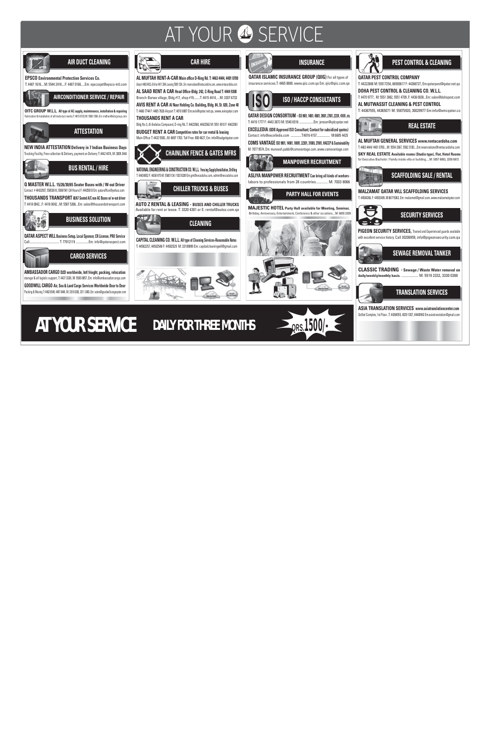# AT YOUR SERVICE

## AIR DUCT CLEANING

**EPSCO Environmental Protection Services Co.**
T: 4487 1616....M: 5544 2418....F: 4487 0166.....Em: epscoqat@epsco-intl.com

## AIRCONDITIONER SERVICE / REPAIR

**OITC GROUP W.L.L.** All type of AC supply, maintenance, installation & repairing Fabrication & Installation of all kinds duct works T: 4015 0722,M: 5550 7286, Em: midhun@oitcgroup.com

## ATTESTATION

**NEW INDIA ATTESTATION** Delivery in 7 Indian Business Days Tracking Facility, Free collection & Delivery, payment on Delivery T: 4442 4474, M: 3309 2444

## BUS RENTAL / HIRE

**Q MASTER W.L.L. 15/26/30/65 Seater Buses with / W-out Driver**
Contact # 44432507, 55853618, 55861541 (24 Hours) F: 44425610 Em: qataroffice@yahoo.com

**THOUSANDS TRANSPORT** 60/67 Seated A/C non AC Buses w/ w-out driver
T: 4418 0042....F: 4418 0043....M: 5587 5266....Em: sales@thousandstransport.com

## BUSINESS SOLUTION

**QATAR ASPECT WLL** Business Setup, Local Sponsor, CR License, PRO Service
Call.................................. T: 77912119 ...............Em: info@qataraspect.com

## CARGO SERVICES

**AMBASSADOR CARGO** D2D worldwide, Intl frieght, packing, relocation storage & all logistic support. T: 4437 3338, M: 5500 8857 ,Em: info@ambassadorcargo.com

**GOODWILL CARGO** Air, Sea & Land Cargo Services Worldwide Door to Door Packing & Moving T: 4462 6549, 4487 8448, M: 3318 8200, 3311 2400. Em: sales@goodwillcargoqatar.com

## CAR HIRE

**AL MUFTAH RENT-A-CAR** Main office D-Ring Rd. T: 4463 4444, 4401 0700 Airport 4462 4433, Al Khor 4411 3344, Leasing 5589 1334...Em: reservations@rentacardoha.com...www.rentacardoha.com

**AL SAAD RENT A CAR** Head Office-Bldg: 242, C-Ring Road T: 4444 9300 Branch-Barwa village, Bldg #17, shop #19........T: 4415 4414, ...M: 3307 6732

**AVIS RENT A CAR** Al Nasr Holding Co. Building, Bldg. 84, St. 820, Zone 40 T: 4466 7744 F: 4465 7626 Airport T: 4010 8887 Em:avis@qatar.net.qa, www.avisqatar.com

**THOUSANDS RENT A CAR**
Bldg No 3, Al Andalus Compound, D-ring Rd...T: 44423560, 44423562 M: 5551 4510 F: 44423561

**BUDGET RENT A CAR** Competitive rates for car rental & leasing
Main Office T: 4432 5500. .M: 6697 1703. Toll Free: 800 4627, Em: info@budgetqatar.com

## CHAINLINK FENCE & GATES MFRS

**NATIONAL ENGINEERING & CONSTRUCTION CO. W.L.L** Fencing Supply/Installation, Drilling T: 44434652 F: 44361475 M: 55801134 / 55218209 Em:gm@necodoha.com, admin@necodoha.com

## CHILLER TRUCKS & BUSES

**AUTO Z RENTAL & LEASING - BUSES AND CHILLER TRUCKS**
Available for rent or lease. T: 3320 4301 or E: rental@autoz.com.qa

## CLEANING

**CAPITAL CLEANING CO. W.L.L.** All type of Cleaning Services-Reasonable Rates T: 44582257, 44582548 F: 44582529 M: 33189899 Em: capitalcleaningwll@gmail.com

## INSURANCE

**QATAR ISLAMIC INSURANCE GROUP (QIIG)** For all types of insurance services.T: 4465 8888. www.qiic.com.qa Em: qiic@qiic.com.qa

## ISO / HACCP CONSULTANTS

**QATAR DESIGN CONSORTIUM** - ISO 9001, 14001, 45001, 39001, 27001, 22301, 41001, etc.
T: 4419 1777 F: 4443 3873 M: 5540 6516 .................Em: jenson@qdcqatar.net

**EXCELLEDIA** (QDB Approved ISO Consultant; Contact for subsidized quotes)
Contact: info@excelledia.com ..............T:4016 4157............... M:6685 4425

**COMS VANTAGE** ISO 9001, 14001, 18001, 22301, 31000, 27001, HACCP & Sustainability
M: 7077 9574..Em: muneesh.pabbi@comsvantage.com..www.comsvantage.com

## MANPOWER RECRUITMENT

**ASLIYA MANPOWER RECRUITMENT** Can bring all kinds of workers - labors to professionals from 28 countries............ M: 7033 8066

## PARTY HALL FOR EVENTS

**MAJESTIC HOTEL** Party Hall available for Meeting, Seminar, Birthday, Anniversary, Entertainment, Conference & other occasions....M: 6655 3309

## PEST CONTROL & CLEANING

**QATAR PEST CONTROL COMPANY**
T: 44222888 M: 55517254, 66590617 F: 44368727, Em:qatarpest@qatar.net.qa

**DOHA PEST CONTROL & CLEANING CO. W.L.L.**
T: 4470 9777... M: 5551 3862, 5551 4709. F: 4436 0638...Em: sales@dohapest.com

**AL MUTWASSIT CLEANING & PEST CONTROL**
T: 44367555, 44365071 M: 55875920, 30029977 Em:info@amcqatar.co

## REAL ESTATE

**AL MUFTAH GENERAL SERVICES www.rentacardoha.com**
T: 4463 4444/ 4401 0700....M: 5554 2067, 5582 3100....Em:reservations@rentacardoha.com

**SKY REAL ESTATE** Available rooms (Studio type), Flat, Hotel Rooms for Executive Bachelor / Family inside villa or building.....M: 5057 6993, 3359 8672

## SCAFFOLDING SALE / RENTAL

**MALZAMAT QATAR WLL SCAFFOLDING SERVICES**
T: 44504266, F: 44502489, M:66715063..Em: malzamat@gmail.com..www.malzamatqatar.com

## SECURITY SERVICES

**PIGEON SECURITY SERVICES,** Trained and Experienced guards available with excellent service history. Call 30206959, info@pigeonsecurity.com.qa

## SEWAGE REMOVAL TANKER

**CLASSIC TRADING** - Sewage / Waste Water removal on daily/weekly/monthly basis. ................. M: 5519 2332, 3330 0388

## TRANSLATION SERVICES

**ASIA TRANSLATION SERVICES www.asiatranslationcenter.com**
Sofitel Complex, 1st Floor...T: 44364555, 4029 1307, 44440943 Em:asiatranslation@gmail.com

**AT YOUR SERVICE** DAILY FOR THREE MONTHS QRS.1500/-